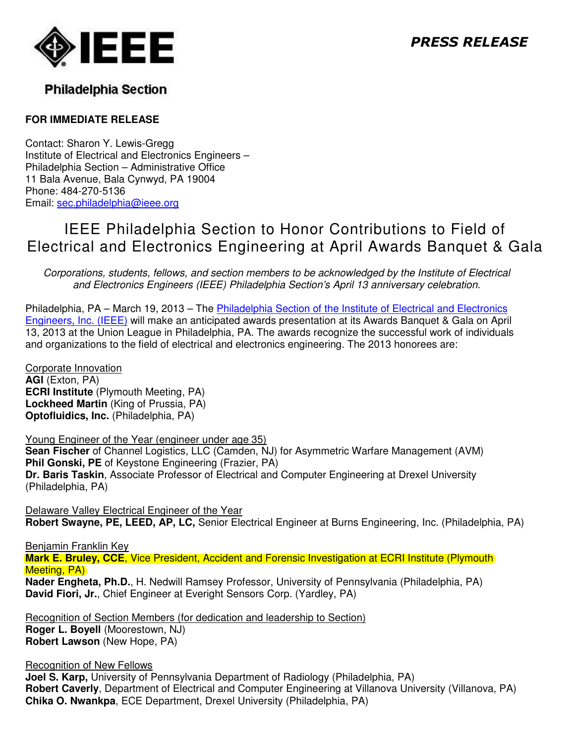**Philadelphia Section**

*PRESS RELEASE*

**FOR IMMEDIATE RELEASE**

Contact: Sharon Y. Lewis-Gregg
Institute of Electrical and Electronics Engineers –
Philadelphia Section – Administrative Office
11 Bala Avenue, Bala Cynwyd, PA 19004
Phone: 484-270-5136
Email: sec.philadelphia@ieee.org

# IEEE Philadelphia Section to Honor Contributions to Field of Electrical and Electronics Engineering at April Awards Banquet & Gala

*Corporations, students, fellows, and section members to be acknowledged by the Institute of Electrical and Electronics Engineers (IEEE) Philadelphia Section's April 13 anniversary celebration.*

Philadelphia, PA – March 19, 2013 – The Philadelphia Section of the Institute of Electrical and Electronics Engineers, Inc. (IEEE) will make an anticipated awards presentation at its Awards Banquet & Gala on April 13, 2013 at the Union League in Philadelphia, PA. The awards recognize the successful work of individuals and organizations to the field of electrical and electronics engineering. The 2013 honorees are:

Corporate Innovation
**AGI** (Exton, PA)
**ECRI Institute** (Plymouth Meeting, PA)
**Lockheed Martin** (King of Prussia, PA)
**Optofluidics, Inc.** (Philadelphia, PA)

Young Engineer of the Year (engineer under age 35)
**Sean Fischer** of Channel Logistics, LLC (Camden, NJ) for Asymmetric Warfare Management (AVM)
**Phil Gonski, PE** of Keystone Engineering (Frazier, PA)
**Dr. Baris Taskin**, Associate Professor of Electrical and Computer Engineering at Drexel University (Philadelphia, PA)

Delaware Valley Electrical Engineer of the Year
**Robert Swayne, PE, LEED, AP, LC,** Senior Electrical Engineer at Burns Engineering, Inc. (Philadelphia, PA)

Benjamin Franklin Key
**Mark E. Bruley, CCE**, Vice President, Accident and Forensic Investigation at ECRI Institute (Plymouth Meeting, PA)
**Nader Engheta, Ph.D.**, H. Nedwill Ramsey Professor, University of Pennsylvania (Philadelphia, PA)
**David Fiori, Jr.**, Chief Engineer at Everight Sensors Corp. (Yardley, PA)

Recognition of Section Members (for dedication and leadership to Section)
**Roger L. Boyell** (Moorestown, NJ)
**Robert Lawson** (New Hope, PA)

Recognition of New Fellows
**Joel S. Karp,** University of Pennsylvania Department of Radiology (Philadelphia, PA)
**Robert Caverly**, Department of Electrical and Computer Engineering at Villanova University (Villanova, PA)
**Chika O. Nwankpa**, ECE Department, Drexel University (Philadelphia, PA)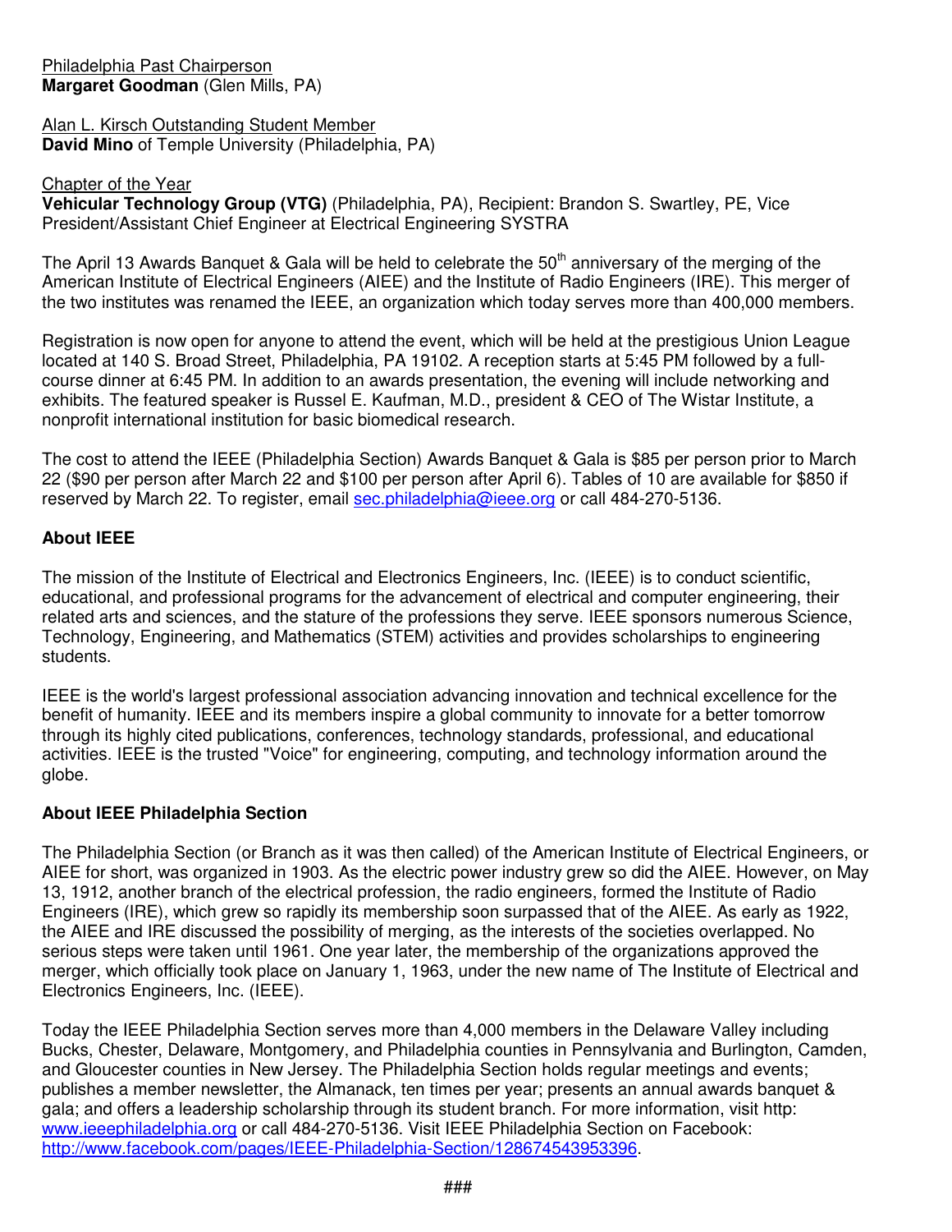Philadelphia Past Chairperson
**Margaret Goodman** (Glen Mills, PA)

Alan L. Kirsch Outstanding Student Member
**David Mino** of Temple University (Philadelphia, PA)

Chapter of the Year
**Vehicular Technology Group (VTG)** (Philadelphia, PA), Recipient: Brandon S. Swartley, PE, Vice President/Assistant Chief Engineer at Electrical Engineering SYSTRA

The April 13 Awards Banquet & Gala will be held to celebrate the 50th anniversary of the merging of the American Institute of Electrical Engineers (AIEE) and the Institute of Radio Engineers (IRE). This merger of the two institutes was renamed the IEEE, an organization which today serves more than 400,000 members.

Registration is now open for anyone to attend the event, which will be held at the prestigious Union League located at 140 S. Broad Street, Philadelphia, PA 19102. A reception starts at 5:45 PM followed by a full-course dinner at 6:45 PM. In addition to an awards presentation, the evening will include networking and exhibits. The featured speaker is Russel E. Kaufman, M.D., president & CEO of The Wistar Institute, a nonprofit international institution for basic biomedical research.

The cost to attend the IEEE (Philadelphia Section) Awards Banquet & Gala is $85 per person prior to March 22 ($90 per person after March 22 and $100 per person after April 6). Tables of 10 are available for $850 if reserved by March 22. To register, email sec.philadelphia@ieee.org or call 484-270-5136.

**About IEEE**

The mission of the Institute of Electrical and Electronics Engineers, Inc. (IEEE) is to conduct scientific, educational, and professional programs for the advancement of electrical and computer engineering, their related arts and sciences, and the stature of the professions they serve. IEEE sponsors numerous Science, Technology, Engineering, and Mathematics (STEM) activities and provides scholarships to engineering students.

IEEE is the world's largest professional association advancing innovation and technical excellence for the benefit of humanity. IEEE and its members inspire a global community to innovate for a better tomorrow through its highly cited publications, conferences, technology standards, professional, and educational activities. IEEE is the trusted "Voice" for engineering, computing, and technology information around the globe.

**About IEEE Philadelphia Section**

The Philadelphia Section (or Branch as it was then called) of the American Institute of Electrical Engineers, or AIEE for short, was organized in 1903. As the electric power industry grew so did the AIEE. However, on May 13, 1912, another branch of the electrical profession, the radio engineers, formed the Institute of Radio Engineers (IRE), which grew so rapidly its membership soon surpassed that of the AIEE. As early as 1922, the AIEE and IRE discussed the possibility of merging, as the interests of the societies overlapped. No serious steps were taken until 1961. One year later, the membership of the organizations approved the merger, which officially took place on January 1, 1963, under the new name of The Institute of Electrical and Electronics Engineers, Inc. (IEEE).

Today the IEEE Philadelphia Section serves more than 4,000 members in the Delaware Valley including Bucks, Chester, Delaware, Montgomery, and Philadelphia counties in Pennsylvania and Burlington, Camden, and Gloucester counties in New Jersey. The Philadelphia Section holds regular meetings and events; publishes a member newsletter, the Almanack, ten times per year; presents an annual awards banquet & gala; and offers a leadership scholarship through its student branch. For more information, visit http: www.ieeephiladelphia.org or call 484-270-5136. Visit IEEE Philadelphia Section on Facebook: http://www.facebook.com/pages/IEEE-Philadelphia-Section/128674543953396.

###